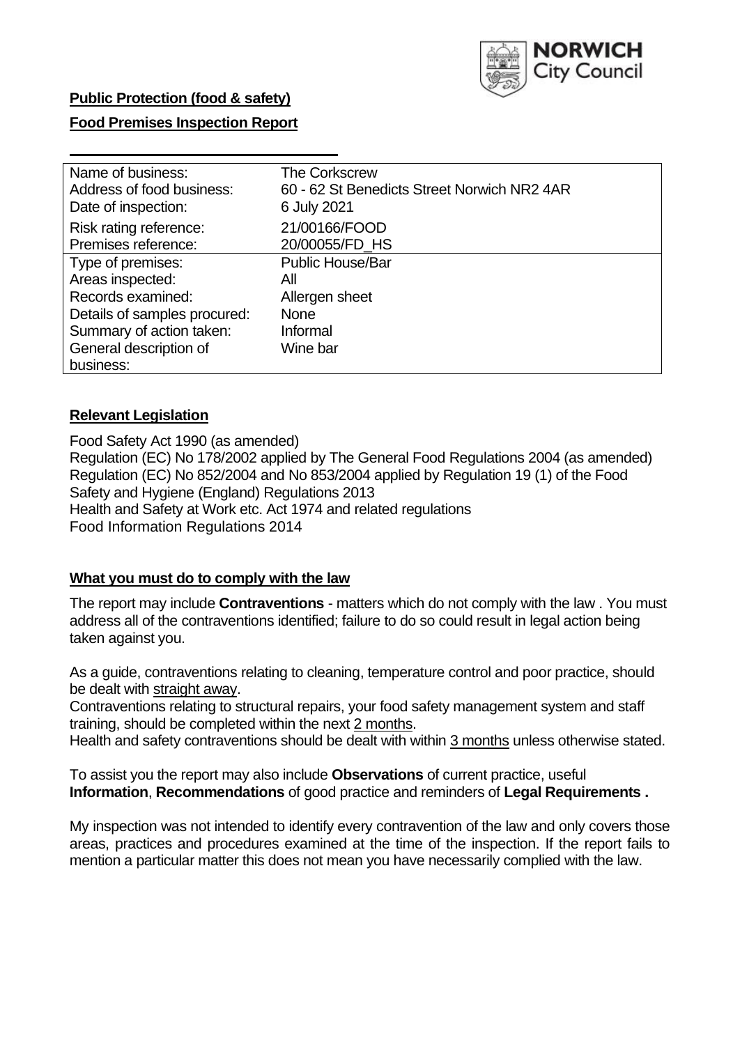NORWICH City Council

**Public Protection (food & safety)**

**Food Premises Inspection Report**

| | |
|---|---|
| Name of business: | The Corkscrew |
| Address of food business: | 60 - 62 St Benedicts Street Norwich NR2 4AR |
| Date of inspection: | 6 July 2021 |
| Risk rating reference: | 21/00166/FOOD |
| Premises reference: | 20/00055/FD_HS |
| Type of premises: | Public House/Bar |
| Areas inspected: | All |
| Records examined: | Allergen sheet |
| Details of samples procured: | None |
| Summary of action taken: | Informal |
| General description of business: | Wine bar |

## Relevant Legislation

Food Safety Act 1990 (as amended)
Regulation (EC) No 178/2002 applied by The General Food Regulations 2004 (as amended)
Regulation (EC) No 852/2004 and No 853/2004 applied by Regulation 19 (1) of the Food Safety and Hygiene (England) Regulations 2013
Health and Safety at Work etc. Act 1974 and related regulations
Food Information Regulations 2014

## What you must do to comply with the law

The report may include **Contraventions** - matters which do not comply with the law . You must address all of the contraventions identified; failure to do so could result in legal action being taken against you.

As a guide, contraventions relating to cleaning, temperature control and poor practice, should be dealt with straight away.

Contraventions relating to structural repairs, your food safety management system and staff training, should be completed within the next 2 months.

Health and safety contraventions should be dealt with within 3 months unless otherwise stated.

To assist you the report may also include **Observations** of current practice, useful **Information**, **Recommendations** of good practice and reminders of **Legal Requirements .**

My inspection was not intended to identify every contravention of the law and only covers those areas, practices and procedures examined at the time of the inspection. If the report fails to mention a particular matter this does not mean you have necessarily complied with the law.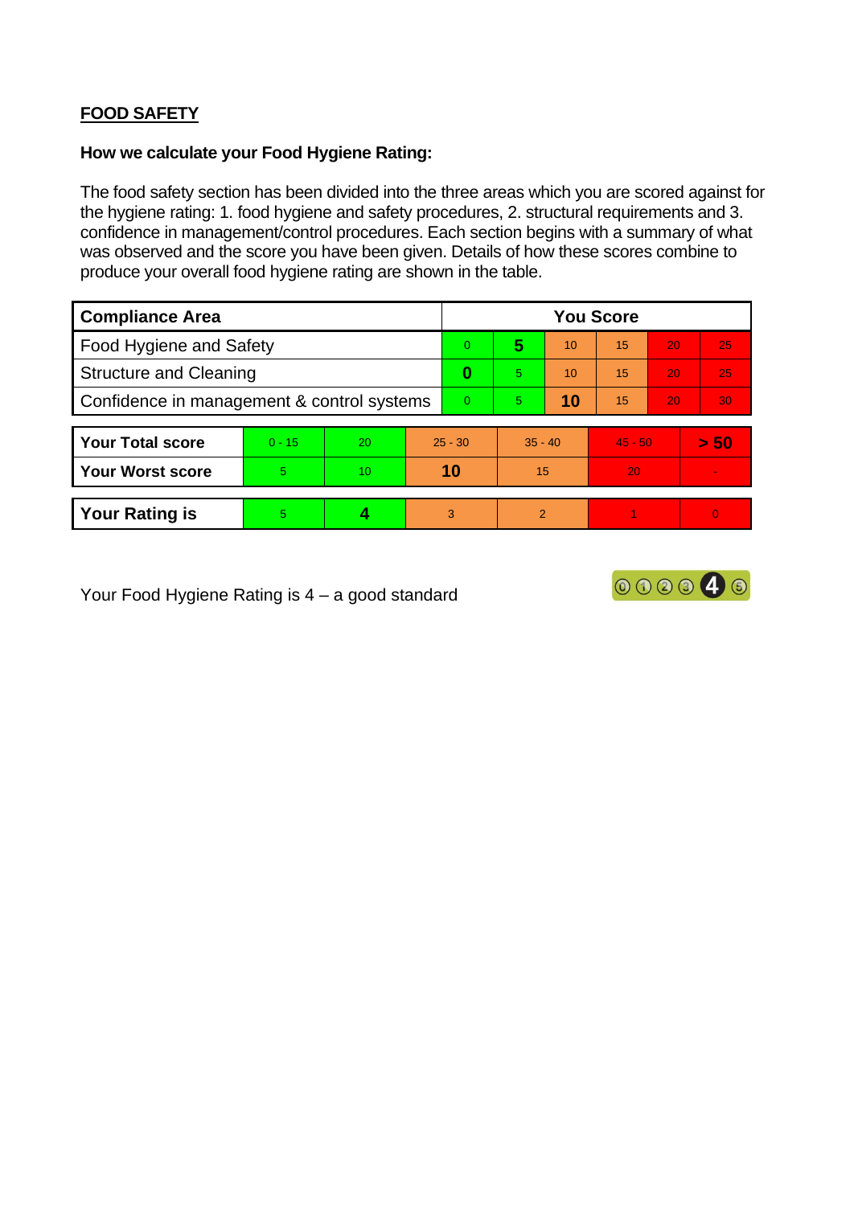## FOOD SAFETY

**How we calculate your Food Hygiene Rating:**

The food safety section has been divided into the three areas which you are scored against for the hygiene rating: 1. food hygiene and safety procedures, 2. structural requirements and 3. confidence in management/control procedures. Each section begins with a summary of what was observed and the score you have been given. Details of how these scores combine to produce your overall food hygiene rating are shown in the table.

| Compliance Area | You Score | | | | | |
|---|---|---|---|---|---|---|
| Food Hygiene and Safety | 0 | **5** | 10 | 15 | 20 | 25 |
| Structure and Cleaning | **0** | 5 | 10 | 15 | 20 | 25 |
| Confidence in management & control systems | 0 | 5 | **10** | 15 | 20 | 30 |

| | | | | | | |
|---|---|---|---|---|---|---|
| **Your Total score** | 0 - 15 | 20 | 25 - 30 | 35 - 40 | 45 - 50 | **> 50** |
| **Your Worst score** | 5 | 10 | **10** | 15 | 20 | - |
| **Your Rating is** | 5 | **4** | 3 | 2 | 1 | 0 |

Your Food Hygiene Rating is 4 – a good standard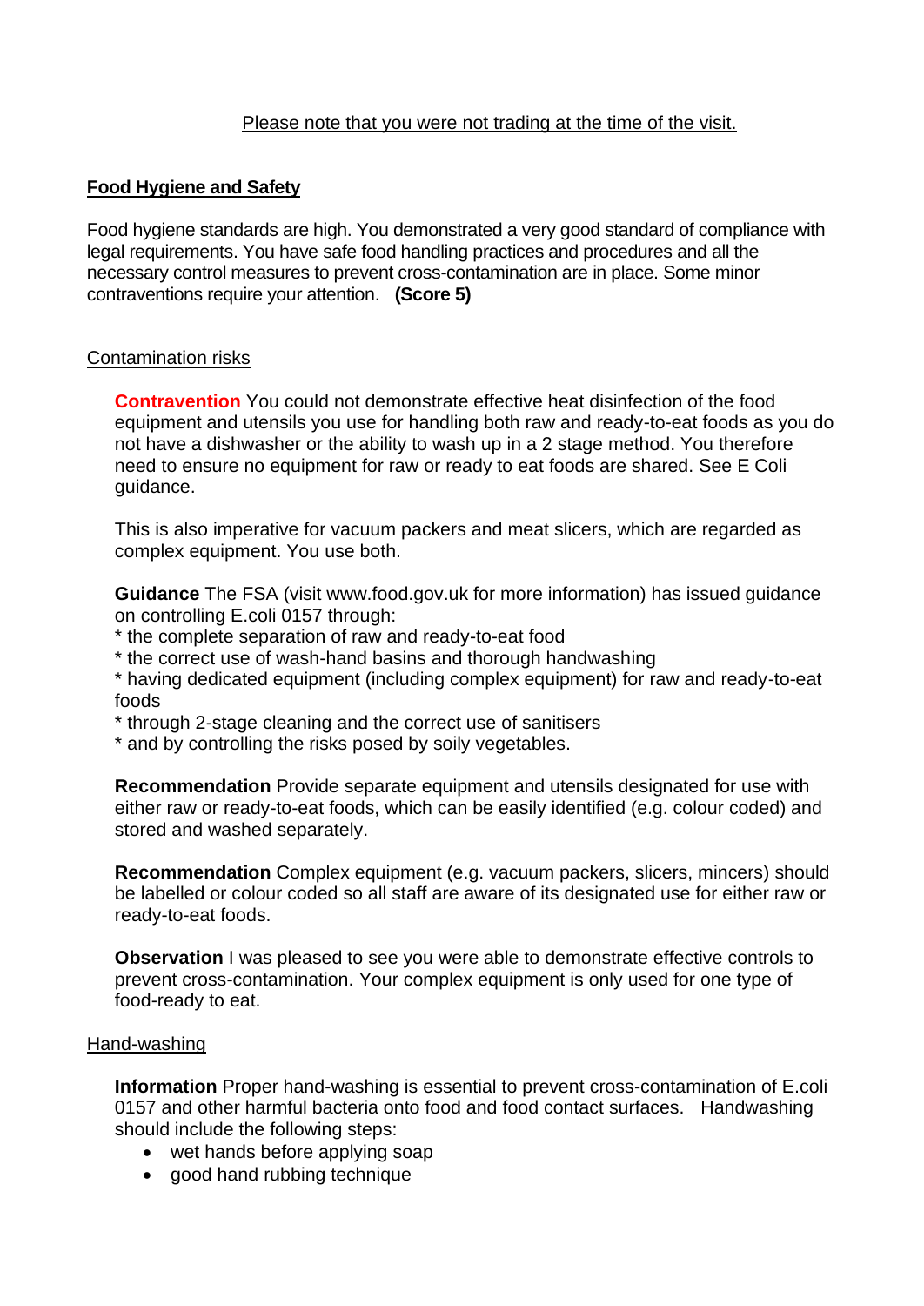Please note that you were not trading at the time of the visit.

**Food Hygiene and Safety**

Food hygiene standards are high. You demonstrated a very good standard of compliance with legal requirements. You have safe food handling practices and procedures and all the necessary control measures to prevent cross-contamination are in place. Some minor contraventions require your attention. **(Score 5)**

Contamination risks

**Contravention** You could not demonstrate effective heat disinfection of the food equipment and utensils you use for handling both raw and ready-to-eat foods as you do not have a dishwasher or the ability to wash up in a 2 stage method. You therefore need to ensure no equipment for raw or ready to eat foods are shared. See E Coli guidance.

This is also imperative for vacuum packers and meat slicers, which are regarded as complex equipment. You use both.

**Guidance** The FSA (visit www.food.gov.uk for more information) has issued guidance on controlling E.coli 0157 through:
* the complete separation of raw and ready-to-eat food
* the correct use of wash-hand basins and thorough handwashing
* having dedicated equipment (including complex equipment) for raw and ready-to-eat foods
* through 2-stage cleaning and the correct use of sanitisers
* and by controlling the risks posed by soily vegetables.

**Recommendation** Provide separate equipment and utensils designated for use with either raw or ready-to-eat foods, which can be easily identified (e.g. colour coded) and stored and washed separately.

**Recommendation** Complex equipment (e.g. vacuum packers, slicers, mincers) should be labelled or colour coded so all staff are aware of its designated use for either raw or ready-to-eat foods.

**Observation** I was pleased to see you were able to demonstrate effective controls to prevent cross-contamination. Your complex equipment is only used for one type of food-ready to eat.

Hand-washing

**Information** Proper hand-washing is essential to prevent cross-contamination of E.coli 0157 and other harmful bacteria onto food and food contact surfaces. Handwashing should include the following steps:

- wet hands before applying soap
- good hand rubbing technique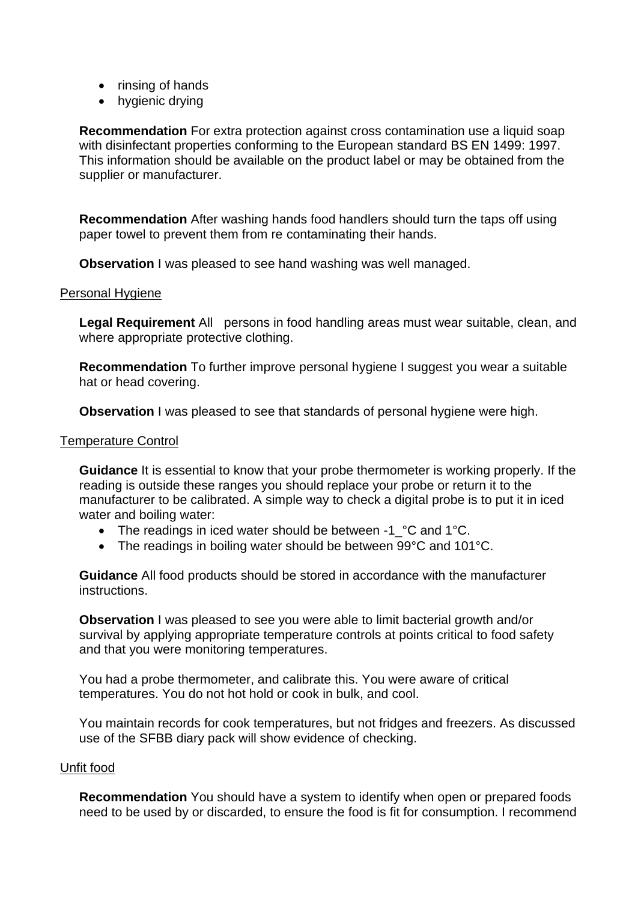- rinsing of hands
- hygienic drying

**Recommendation** For extra protection against cross contamination use a liquid soap with disinfectant properties conforming to the European standard BS EN 1499: 1997. This information should be available on the product label or may be obtained from the supplier or manufacturer.

**Recommendation** After washing hands food handlers should turn the taps off using paper towel to prevent them from re contaminating their hands.

**Observation** I was pleased to see hand washing was well managed.

Personal Hygiene

**Legal Requirement** All persons in food handling areas must wear suitable, clean, and where appropriate protective clothing.

**Recommendation** To further improve personal hygiene I suggest you wear a suitable hat or head covering.

**Observation** I was pleased to see that standards of personal hygiene were high.

Temperature Control

**Guidance** It is essential to know that your probe thermometer is working properly. If the reading is outside these ranges you should replace your probe or return it to the manufacturer to be calibrated. A simple way to check a digital probe is to put it in iced water and boiling water:

- The readings in iced water should be between -1_°C and 1°C.
- The readings in boiling water should be between 99°C and 101°C.

**Guidance** All food products should be stored in accordance with the manufacturer instructions.

**Observation** I was pleased to see you were able to limit bacterial growth and/or survival by applying appropriate temperature controls at points critical to food safety and that you were monitoring temperatures.

You had a probe thermometer, and calibrate this. You were aware of critical temperatures. You do not hot hold or cook in bulk, and cool.

You maintain records for cook temperatures, but not fridges and freezers. As discussed use of the SFBB diary pack will show evidence of checking.

Unfit food

**Recommendation** You should have a system to identify when open or prepared foods need to be used by or discarded, to ensure the food is fit for consumption. I recommend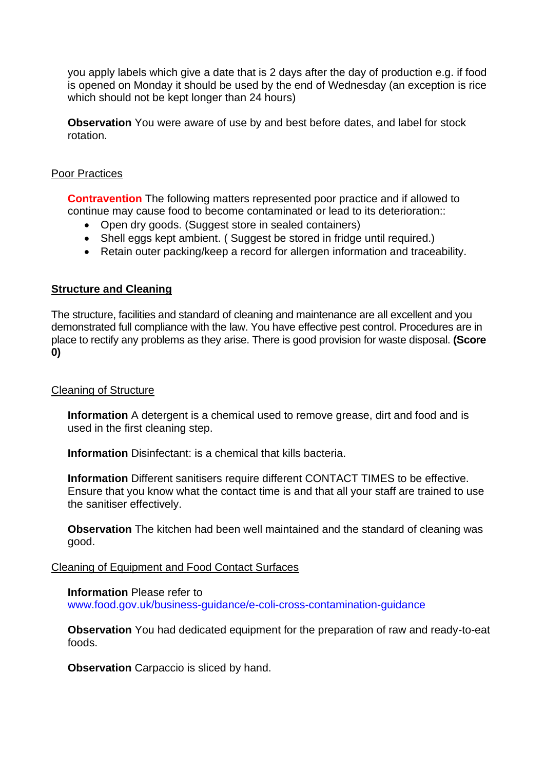you apply labels which give a date that is 2 days after the day of production e.g. if food is opened on Monday it should be used by the end of Wednesday (an exception is rice which should not be kept longer than 24 hours)

**Observation** You were aware of use by and best before dates, and label for stock rotation.

Poor Practices

**Contravention** The following matters represented poor practice and if allowed to continue may cause food to become contaminated or lead to its deterioration::

- Open dry goods. (Suggest store in sealed containers)
- Shell eggs kept ambient. ( Suggest be stored in fridge until required.)
- Retain outer packing/keep a record for allergen information and traceability.

## Structure and Cleaning

The structure, facilities and standard of cleaning and maintenance are all excellent and you demonstrated full compliance with the law. You have effective pest control. Procedures are in place to rectify any problems as they arise. There is good provision for waste disposal. **(Score 0)**

Cleaning of Structure

**Information** A detergent is a chemical used to remove grease, dirt and food and is used in the first cleaning step.

**Information** Disinfectant: is a chemical that kills bacteria.

**Information** Different sanitisers require different CONTACT TIMES to be effective. Ensure that you know what the contact time is and that all your staff are trained to use the sanitiser effectively.

**Observation** The kitchen had been well maintained and the standard of cleaning was good.

Cleaning of Equipment and Food Contact Surfaces

**Information** Please refer to www.food.gov.uk/business-guidance/e-coli-cross-contamination-guidance

**Observation** You had dedicated equipment for the preparation of raw and ready-to-eat foods.

**Observation** Carpaccio is sliced by hand.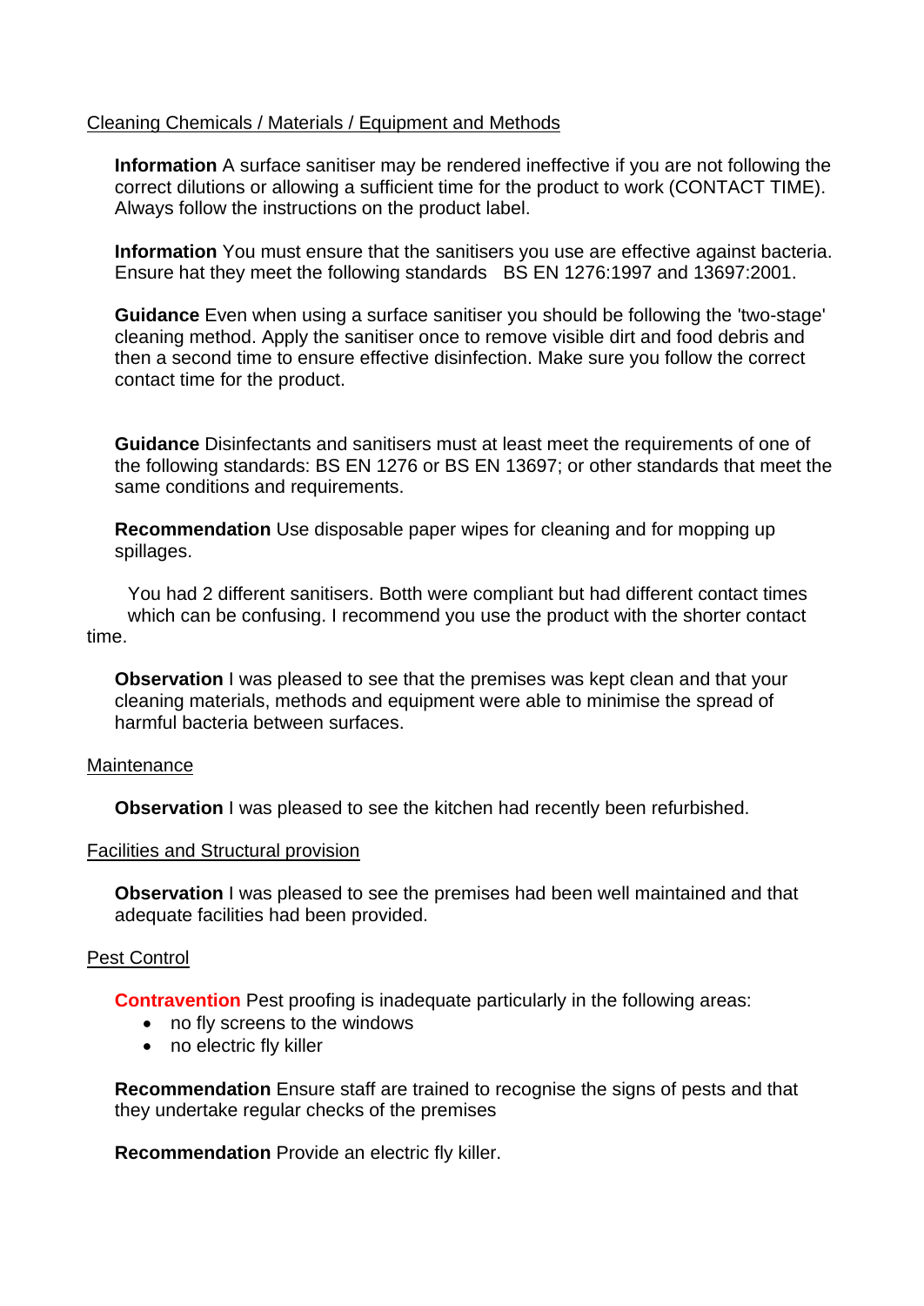Cleaning Chemicals / Materials / Equipment and Methods

**Information** A surface sanitiser may be rendered ineffective if you are not following the correct dilutions or allowing a sufficient time for the product to work (CONTACT TIME). Always follow the instructions on the product label.

**Information** You must ensure that the sanitisers you use are effective against bacteria. Ensure hat they meet the following standards BS EN 1276:1997 and 13697:2001.

**Guidance** Even when using a surface sanitiser you should be following the 'two-stage' cleaning method. Apply the sanitiser once to remove visible dirt and food debris and then a second time to ensure effective disinfection. Make sure you follow the correct contact time for the product.

**Guidance** Disinfectants and sanitisers must at least meet the requirements of one of the following standards: BS EN 1276 or BS EN 13697; or other standards that meet the same conditions and requirements.

**Recommendation** Use disposable paper wipes for cleaning and for mopping up spillages.

You had 2 different sanitisers. Botth were compliant but had different contact times which can be confusing. I recommend you use the product with the shorter contact time.

**Observation** I was pleased to see that the premises was kept clean and that your cleaning materials, methods and equipment were able to minimise the spread of harmful bacteria between surfaces.

Maintenance

**Observation** I was pleased to see the kitchen had recently been refurbished.

Facilities and Structural provision

**Observation** I was pleased to see the premises had been well maintained and that adequate facilities had been provided.

Pest Control

**Contravention** Pest proofing is inadequate particularly in the following areas:

- no fly screens to the windows
- no electric fly killer

**Recommendation** Ensure staff are trained to recognise the signs of pests and that they undertake regular checks of the premises

**Recommendation** Provide an electric fly killer.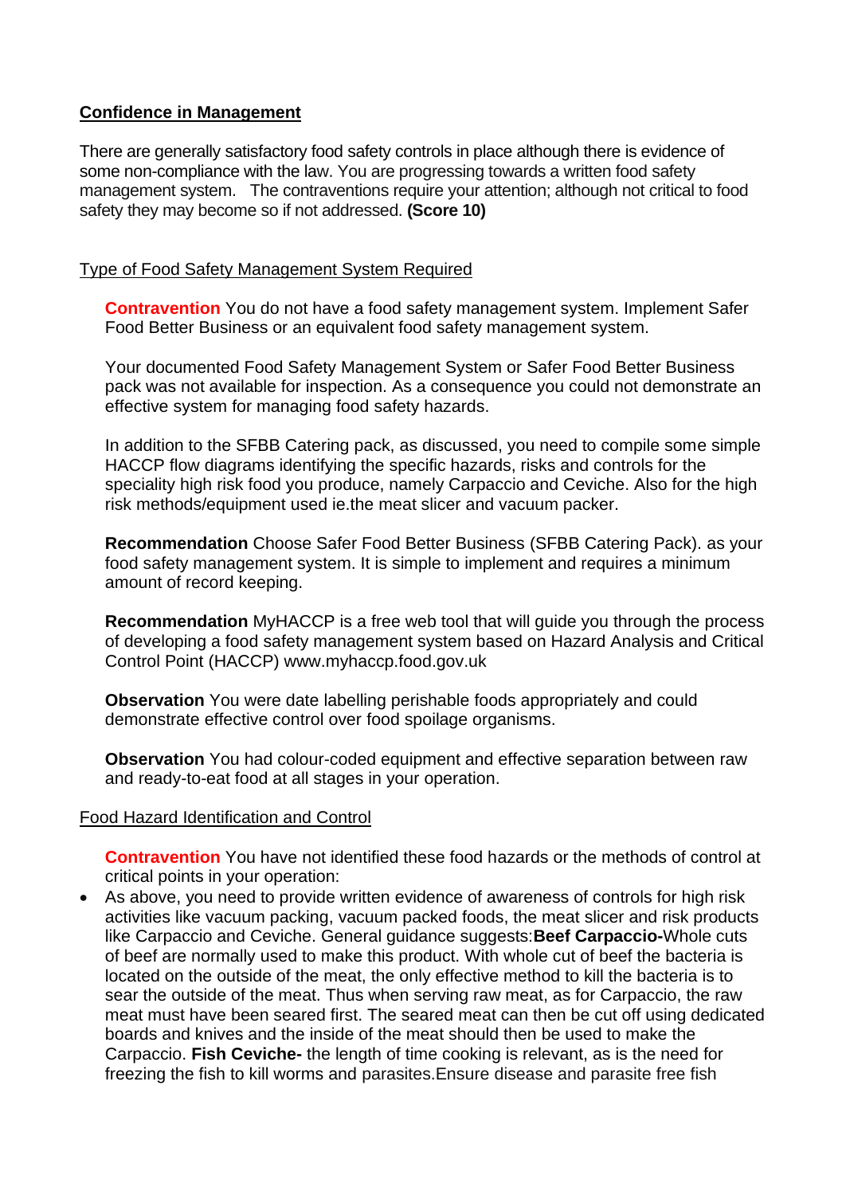**Confidence in Management**

There are generally satisfactory food safety controls in place although there is evidence of some non-compliance with the law. You are progressing towards a written food safety management system. The contraventions require your attention; although not critical to food safety they may become so if not addressed. **(Score 10)**

Type of Food Safety Management System Required

**Contravention** You do not have a food safety management system. Implement Safer Food Better Business or an equivalent food safety management system.

Your documented Food Safety Management System or Safer Food Better Business pack was not available for inspection. As a consequence you could not demonstrate an effective system for managing food safety hazards.

In addition to the SFBB Catering pack, as discussed, you need to compile some simple HACCP flow diagrams identifying the specific hazards, risks and controls for the speciality high risk food you produce, namely Carpaccio and Ceviche. Also for the high risk methods/equipment used ie.the meat slicer and vacuum packer.

**Recommendation** Choose Safer Food Better Business (SFBB Catering Pack). as your food safety management system. It is simple to implement and requires a minimum amount of record keeping.

**Recommendation** MyHACCP is a free web tool that will guide you through the process of developing a food safety management system based on Hazard Analysis and Critical Control Point (HACCP) www.myhaccp.food.gov.uk

**Observation** You were date labelling perishable foods appropriately and could demonstrate effective control over food spoilage organisms.

**Observation** You had colour-coded equipment and effective separation between raw and ready-to-eat food at all stages in your operation.

Food Hazard Identification and Control

**Contravention** You have not identified these food hazards or the methods of control at critical points in your operation:

- As above, you need to provide written evidence of awareness of controls for high risk activities like vacuum packing, vacuum packed foods, the meat slicer and risk products like Carpaccio and Ceviche. General guidance suggests:**Beef Carpaccio-**Whole cuts of beef are normally used to make this product. With whole cut of beef the bacteria is located on the outside of the meat, the only effective method to kill the bacteria is to sear the outside of the meat. Thus when serving raw meat, as for Carpaccio, the raw meat must have been seared first. The seared meat can then be cut off using dedicated boards and knives and the inside of the meat should then be used to make the Carpaccio. **Fish Ceviche-** the length of time cooking is relevant, as is the need for freezing the fish to kill worms and parasites.Ensure disease and parasite free fish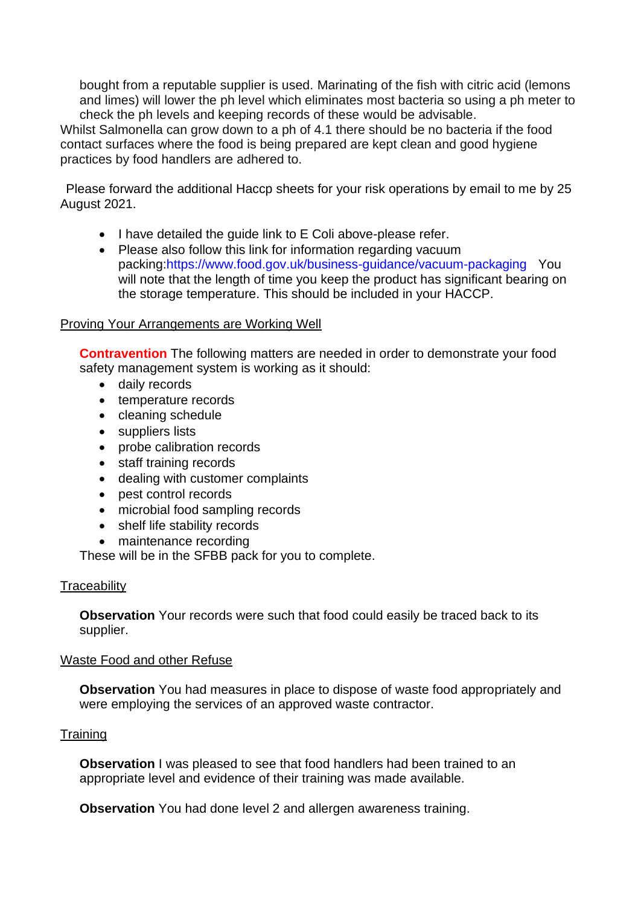bought from a reputable supplier is used. Marinating of the fish with citric acid (lemons and limes) will lower the ph level which eliminates most bacteria so using a ph meter to check the ph levels and keeping records of these would be advisable.

Whilst Salmonella can grow down to a ph of 4.1 there should be no bacteria if the food contact surfaces where the food is being prepared are kept clean and good hygiene practices by food handlers are adhered to.

Please forward the additional Haccp sheets for your risk operations by email to me by 25 August 2021.

- I have detailed the guide link to E Coli above-please refer.
- Please also follow this link for information regarding vacuum packing:https://www.food.gov.uk/business-guidance/vacuum-packaging You will note that the length of time you keep the product has significant bearing on the storage temperature. This should be included in your HACCP.

Proving Your Arrangements are Working Well

**Contravention** The following matters are needed in order to demonstrate your food safety management system is working as it should:

- daily records
- temperature records
- cleaning schedule
- suppliers lists
- probe calibration records
- staff training records
- dealing with customer complaints
- pest control records
- microbial food sampling records
- shelf life stability records
- maintenance recording

These will be in the SFBB pack for you to complete.

Traceability

**Observation** Your records were such that food could easily be traced back to its supplier.

Waste Food and other Refuse

**Observation** You had measures in place to dispose of waste food appropriately and were employing the services of an approved waste contractor.

Training

**Observation** I was pleased to see that food handlers had been trained to an appropriate level and evidence of their training was made available.

**Observation** You had done level 2 and allergen awareness training.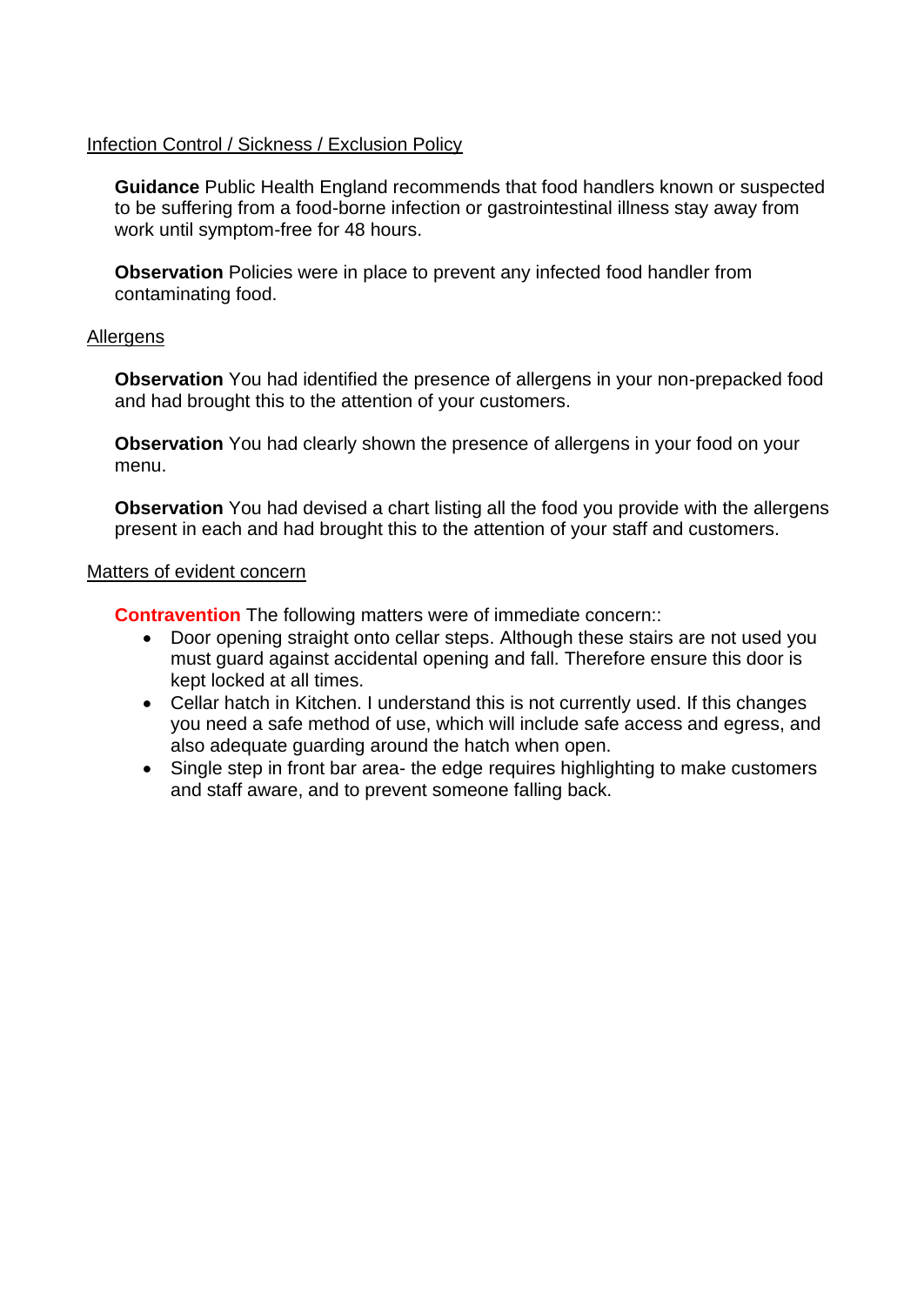Infection Control / Sickness / Exclusion Policy

**Guidance** Public Health England recommends that food handlers known or suspected to be suffering from a food-borne infection or gastrointestinal illness stay away from work until symptom-free for 48 hours.

**Observation** Policies were in place to prevent any infected food handler from contaminating food.

Allergens

**Observation** You had identified the presence of allergens in your non-prepacked food and had brought this to the attention of your customers.

**Observation** You had clearly shown the presence of allergens in your food on your menu.

**Observation** You had devised a chart listing all the food you provide with the allergens present in each and had brought this to the attention of your staff and customers.

Matters of evident concern

**Contravention** The following matters were of immediate concern::

- Door opening straight onto cellar steps. Although these stairs are not used you must guard against accidental opening and fall. Therefore ensure this door is kept locked at all times.
- Cellar hatch in Kitchen. I understand this is not currently used. If this changes you need a safe method of use, which will include safe access and egress, and also adequate guarding around the hatch when open.
- Single step in front bar area- the edge requires highlighting to make customers and staff aware, and to prevent someone falling back.